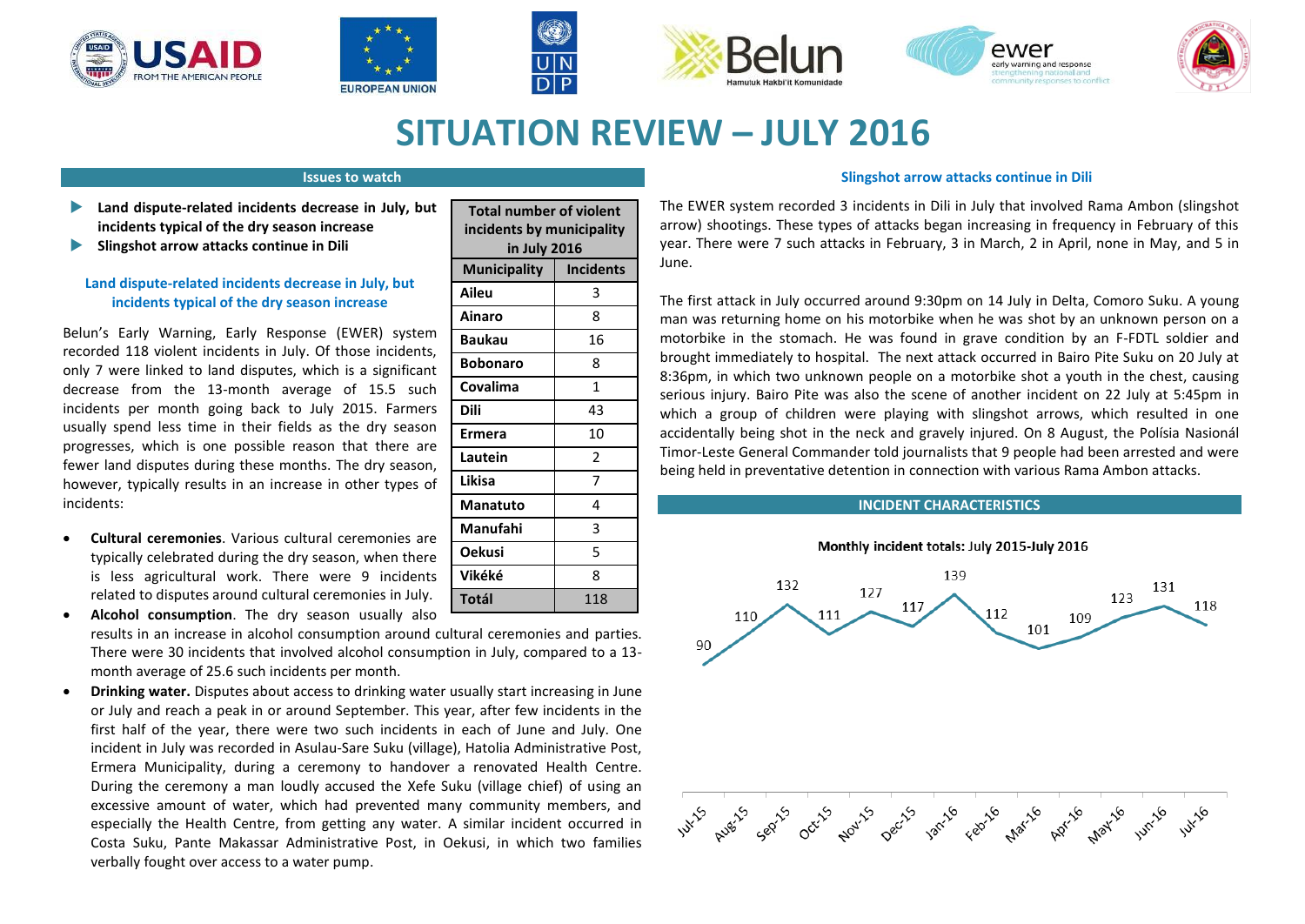# SITUATION REVIEW – JULY 2016

## Issues to watch

- **Land dispute-related incidents decrease in July, but incidents typical of the dry season increase**
- **Slingshot arrow attacks continue in Dili**

### Land dispute-related incidents decrease in July, but incidents typical of the dry season increase

Belun's Early Warning, Early Response (EWER) system recorded 118 violent incidents in July. Of those incidents, only 7 were linked to land disputes, which is a significant decrease from the 13-month average of 15.5 such incidents per month going back to July 2015. Farmers usually spend less time in their fields as the dry season progresses, which is one possible reason that there are fewer land disputes during these months. The dry season, however, typically results in an increase in other types of incidents:

| Total number of violent incidents by municipality in July 2016 | |
|---|---|
| **Municipality** | **Incidents** |
| **Aileu** | 3 |
| **Ainaro** | 8 |
| **Baukau** | 16 |
| **Bobonaro** | 8 |
| **Covalima** | 1 |
| **Dili** | 43 |
| **Ermera** | 10 |
| **Lautein** | 2 |
| **Likisa** | 7 |
| **Manatuto** | 4 |
| **Manufahi** | 3 |
| **Oekusi** | 5 |
| **Vikéké** | 8 |
| **Totál** | 118 |

- **Cultural ceremonies**. Various cultural ceremonies are typically celebrated during the dry season, when there is less agricultural work. There were 9 incidents related to disputes around cultural ceremonies in July.
- **Alcohol consumption**. The dry season usually also results in an increase in alcohol consumption around cultural ceremonies and parties. There were 30 incidents that involved alcohol consumption in July, compared to a 13-month average of 25.6 such incidents per month.
- **Drinking water.** Disputes about access to drinking water usually start increasing in June or July and reach a peak in or around September. This year, after few incidents in the first half of the year, there were two such incidents in each of June and July. One incident in July was recorded in Asulau-Sare Suku (village), Hatolia Administrative Post, Ermera Municipality, during a ceremony to handover a renovated Health Centre. During the ceremony a man loudly accused the Xefe Suku (village chief) of using an excessive amount of water, which had prevented many community members, and especially the Health Centre, from getting any water. A similar incident occurred in Costa Suku, Pante Makassar Administrative Post, in Oekusi, in which two families verbally fought over access to a water pump.

### Slingshot arrow attacks continue in Dili

The EWER system recorded 3 incidents in Dili in July that involved Rama Ambon (slingshot arrow) shootings. These types of attacks began increasing in frequency in February of this year. There were 7 such attacks in February, 3 in March, 2 in April, none in May, and 5 in June.

The first attack in July occurred around 9:30pm on 14 July in Delta, Comoro Suku. A young man was returning home on his motorbike when he was shot by an unknown person on a motorbike in the stomach. He was found in grave condition by an F-FDTL soldier and brought immediately to hospital. The next attack occurred in Bairo Pite Suku on 20 July at 8:36pm, in which two unknown people on a motorbike shot a youth in the chest, causing serious injury. Bairo Pite was also the scene of another incident on 22 July at 5:45pm in which a group of children were playing with slingshot arrows, which resulted in one accidentally being shot in the neck and gravely injured. On 8 August, the Polísia Nasionál Timor-Leste General Commander told journalists that 9 people had been arrested and were being held in preventative detention in connection with various Rama Ambon attacks.

## INCIDENT CHARACTERISTICS

**Monthly incident totals: July 2015-July 2016**

| Month | Jul-15 | Aug-15 | Sep-15 | Oct-15 | Nov-15 | Dec-15 | Jan-16 | Feb-16 | Mar-16 | Apr-16 | May-16 | Jun-16 | Jul-16 |
|---|---|---|---|---|---|---|---|---|---|---|---|---|---|
| Incidents | 90 | 110 | 132 | 111 | 127 | 117 | 139 | 112 | 101 | 109 | 123 | 131 | 118 |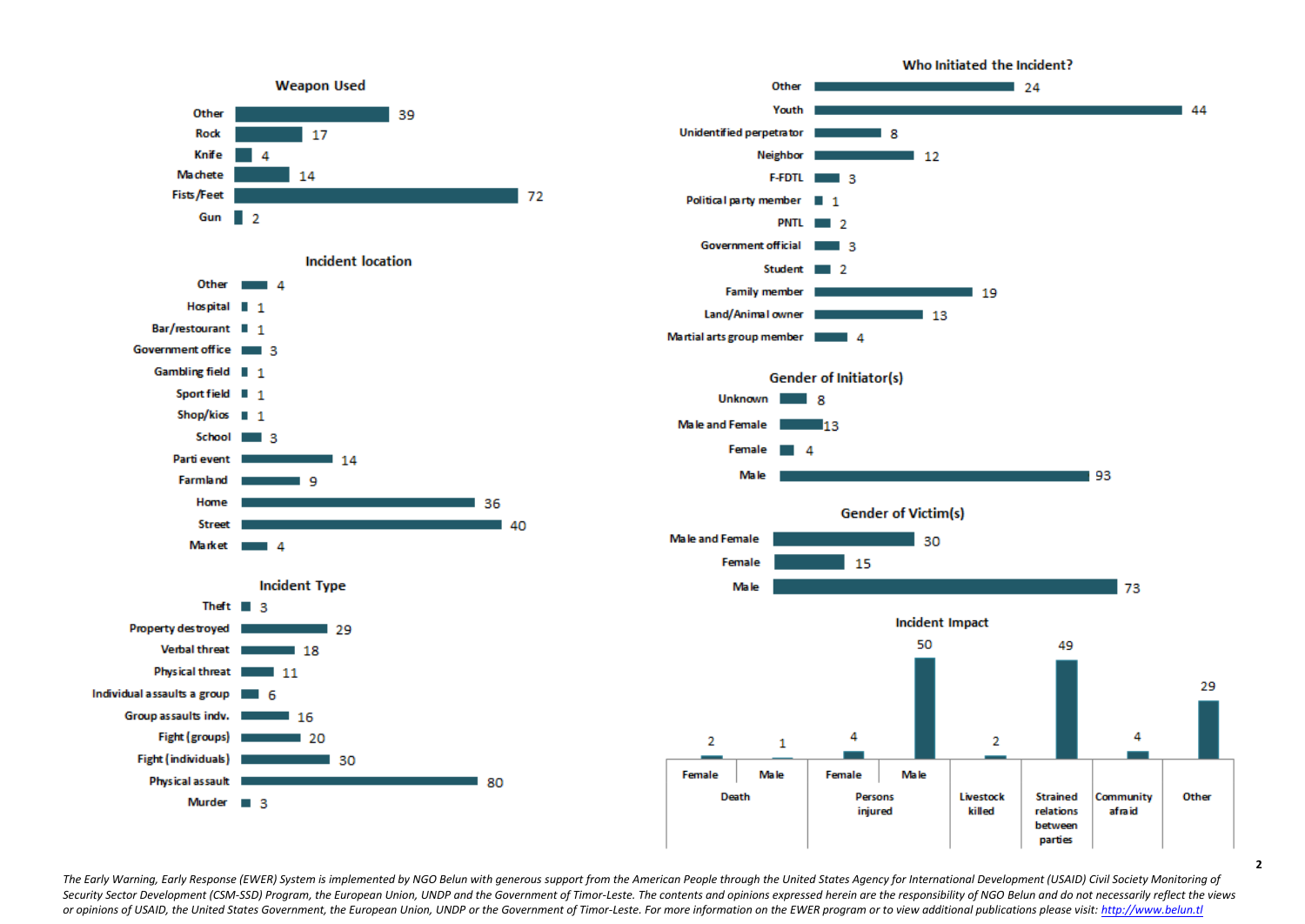## Weapon Used

| Weapon | Count |
|---|---|
| Other | 39 |
| Rock | 17 |
| Knife | 4 |
| Machete | 14 |
| Fists/Feet | 72 |
| Gun | 2 |

## Incident location

| Location | Count |
|---|---|
| Other | 4 |
| Hospital | 1 |
| Bar/restourant | 1 |
| Government office | 3 |
| Gambling field | 1 |
| Sport field | 1 |
| Shop/kios | 1 |
| School | 3 |
| Parti event | 14 |
| Farmland | 9 |
| Home | 36 |
| Street | 40 |
| Market | 4 |

## Incident Type

| Type | Count |
|---|---|
| Theft | 3 |
| Property destroyed | 29 |
| Verbal threat | 18 |
| Physical threat | 11 |
| Individual assaults a group | 6 |
| Group assaults indv. | 16 |
| Fight (groups) | 20 |
| Fight (individuals) | 30 |
| Physical assault | 80 |
| Murder | 3 |

## Who Initiated the Incident?

| Initiator | Count |
|---|---|
| Other | 24 |
| Youth | 44 |
| Unidentified perpetrator | 8 |
| Neighbor | 12 |
| F-FDTL | 3 |
| Political party member | 1 |
| PNTL | 2 |
| Government official | 3 |
| Student | 2 |
| Family member | 19 |
| Land/Animal owner | 13 |
| Martial arts group member | 4 |

## Gender of Initiator(s)

| Gender | Count |
|---|---|
| Unknown | 8 |
| Male and Female | 13 |
| Female | 4 |
| Male | 93 |

## Gender of Victim(s)

| Gender | Count |
|---|---|
| Male and Female | 30 |
| Female | 15 |
| Male | 73 |

## Incident Impact

| Death | | Persons injured | | Livestock killed | Strained relations between parties | Community afraid | Other |
|---|---|---|---|---|---|---|---|
| Female | Male | Female | Male | | | | |
| 2 | 1 | 4 | 50 | 2 | 49 | 4 | 29 |

*The Early Warning, Early Response (EWER) System is implemented by NGO Belun with generous support from the American People through the United States Agency for International Development (USAID) Civil Society Monitoring of Security Sector Development (CSM-SSD) Program, the European Union, UNDP and the Government of Timor-Leste. The contents and opinions expressed herein are the responsibility of NGO Belun and do not necessarily reflect the views or opinions of USAID, the United States Government, the European Union, UNDP or the Government of Timor-Leste. For more information on the EWER program or to view additional publications please visit: http://www.belun.tl*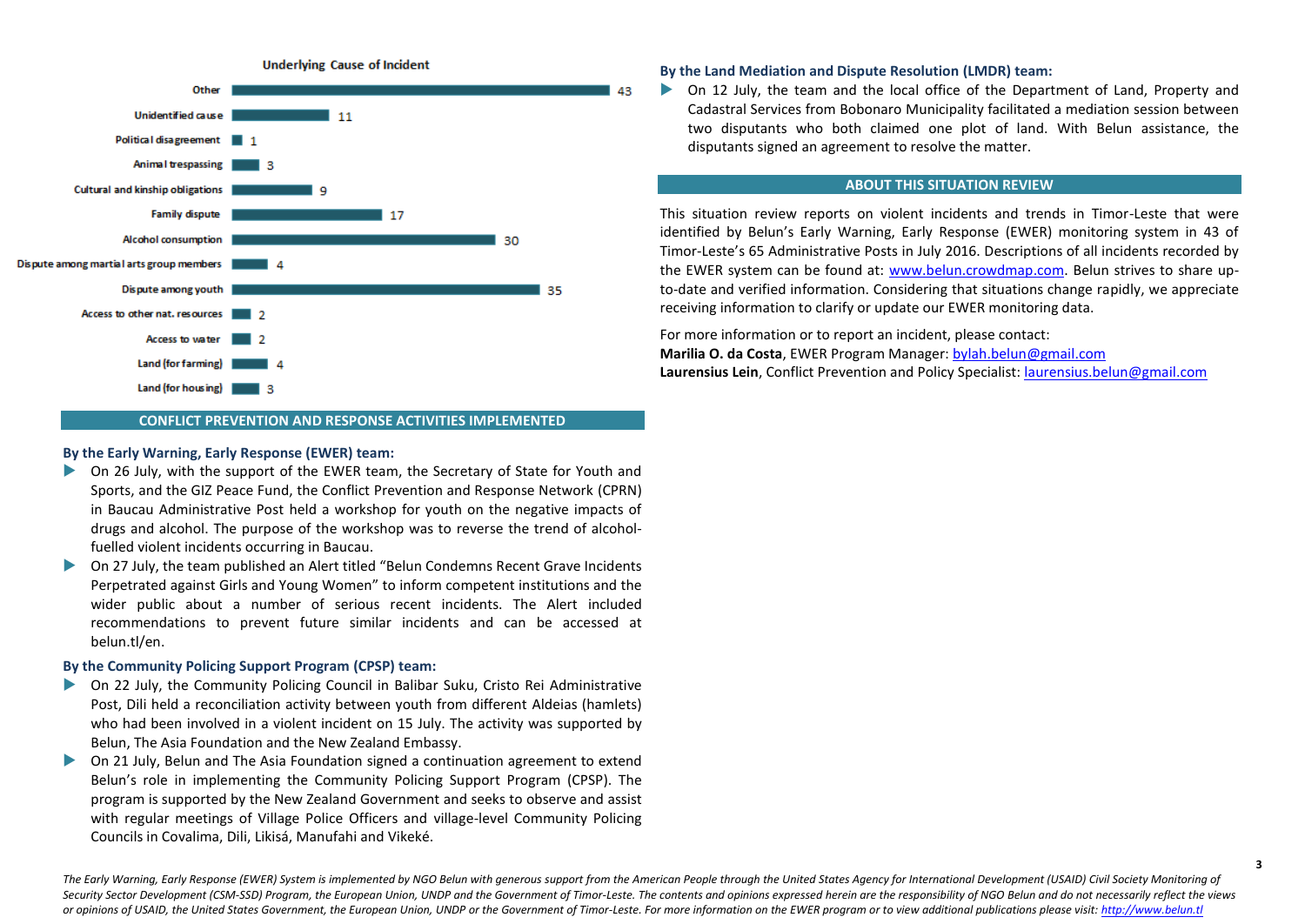Underlying Cause of Incident

Other 43
Unidentified cause 11
Political disagreement 1
Animal trespassing 3
Cultural and kinship obligations 9
Family dispute 17
Alcohol consumption 30
Dispute among martial arts group members 4
Dispute among youth 35
Access to other nat. resources 2
Access to water 2
Land (for farming) 4
Land (for housing) 3

## CONFLICT PREVENTION AND RESPONSE ACTIVITIES IMPLEMENTED

### By the Early Warning, Early Response (EWER) team:

- On 26 July, with the support of the EWER team, the Secretary of State for Youth and Sports, and the GIZ Peace Fund, the Conflict Prevention and Response Network (CPRN) in Baucau Administrative Post held a workshop for youth on the negative impacts of drugs and alcohol. The purpose of the workshop was to reverse the trend of alcohol-fuelled violent incidents occurring in Baucau.
- On 27 July, the team published an Alert titled "Belun Condemns Recent Grave Incidents Perpetrated against Girls and Young Women" to inform competent institutions and the wider public about a number of serious recent incidents. The Alert included recommendations to prevent future similar incidents and can be accessed at belun.tl/en.

### By the Community Policing Support Program (CPSP) team:

- On 22 July, the Community Policing Council in Balibar Suku, Cristo Rei Administrative Post, Dili held a reconciliation activity between youth from different Aldeias (hamlets) who had been involved in a violent incident on 15 July. The activity was supported by Belun, The Asia Foundation and the New Zealand Embassy.
- On 21 July, Belun and The Asia Foundation signed a continuation agreement to extend Belun's role in implementing the Community Policing Support Program (CPSP). The program is supported by the New Zealand Government and seeks to observe and assist with regular meetings of Village Police Officers and village-level Community Policing Councils in Covalima, Dili, Likisá, Manufahi and Vikeké.

### By the Land Mediation and Dispute Resolution (LMDR) team:

- On 12 July, the team and the local office of the Department of Land, Property and Cadastral Services from Bobonaro Municipality facilitated a mediation session between two disputants who both claimed one plot of land. With Belun assistance, the disputants signed an agreement to resolve the matter.

## ABOUT THIS SITUATION REVIEW

This situation review reports on violent incidents and trends in Timor-Leste that were identified by Belun's Early Warning, Early Response (EWER) monitoring system in 43 of Timor-Leste's 65 Administrative Posts in July 2016. Descriptions of all incidents recorded by the EWER system can be found at: [www.belun.crowdmap.com](http://www.belun.crowdmap.com). Belun strives to share up-to-date and verified information. Considering that situations change rapidly, we appreciate receiving information to clarify or update our EWER monitoring data.

For more information or to report an incident, please contact:
**Marilia O. da Costa**, EWER Program Manager: bylah.belun@gmail.com
**Laurensius Lein**, Conflict Prevention and Policy Specialist: laurensius.belun@gmail.com

*The Early Warning, Early Response (EWER) System is implemented by NGO Belun with generous support from the American People through the United States Agency for International Development (USAID) Civil Society Monitoring of Security Sector Development (CSM-SSD) Program, the European Union, UNDP and the Government of Timor-Leste. The contents and opinions expressed herein are the responsibility of NGO Belun and do not necessarily reflect the views or opinions of USAID, the United States Government, the European Union, UNDP or the Government of Timor-Leste. For more information on the EWER program or to view additional publications please visit: [http://www.belun.tl](http://www.belun.tl)*